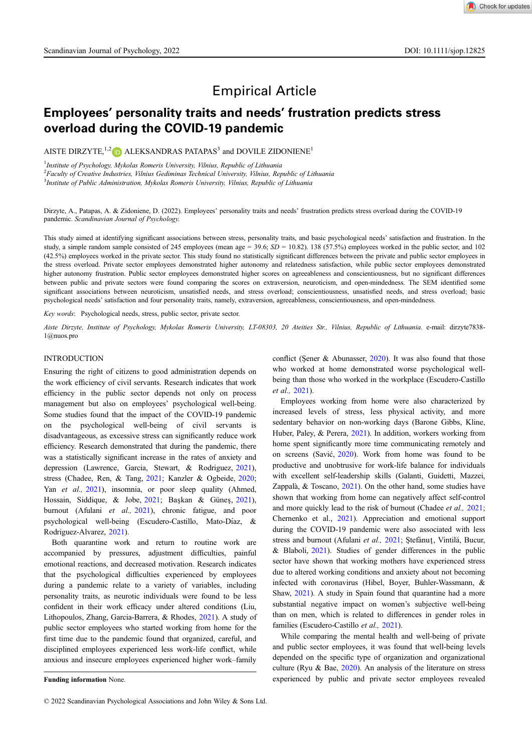Empirical Article

# Employees' personality traits and needs' frustration predicts stress overload during the COVID-19 pandemic

AISTE DIRZYTE,[1,2] ALEKSANDRAS PATAPAS[3] and DOVILE ZIDONIENE[1]

[1]*Institute of Psychology, Mykolas Romeris University, Vilnius, Republic of Lithuania*
[2]*Faculty of Creative Industries, Vilnius Gediminas Technical University, Vilnius, Republic of Lithuania*
[3]*Institute of Public Administration, Mykolas Romeris University, Vilnius, Republic of Lithuania*

Dirzyte, A., Patapas, A. & Zidoniene, D. (2022). Employees' personality traits and needs' frustration predicts stress overload during the COVID-19 pandemic. *Scandinavian Journal of Psychology.*

This study aimed at identifying significant associations between stress, personality traits, and basic psychological needs' satisfaction and frustration. In the study, a simple random sample consisted of 245 employees (mean age = 39.6; *SD* = 10.82). 138 (57.5%) employees worked in the public sector, and 102 (42.5%) employees worked in the private sector. This study found no statistically significant differences between the private and public sector employees in the stress overload. Private sector employees demonstrated higher autonomy and relatedness satisfaction, while public sector employees demonstrated higher autonomy frustration. Public sector employees demonstrated higher scores on agreeableness and conscientiousness, but no significant differences between public and private sectors were found comparing the scores on extraversion, neuroticism, and open-mindedness. The SEM identified some significant associations between neuroticism, unsatisfied needs, and stress overload; conscientiousness, unsatisfied needs, and stress overload; basic psychological needs' satisfaction and four personality traits, namely, extraversion, agreeableness, conscientiousness, and open-mindedness.

*Key words*: Psychological needs, stress, public sector, private sector.

*Aiste Dirzyte, Institute of Psychology, Mykolas Romeris University, LT-08303, 20 Ateities Str., Vilnius, Republic of Lithuania.* e-mail: dirzyte7838-1@nuos.pro

## INTRODUCTION

Ensuring the right of citizens to good administration depends on the work efficiency of civil servants. Research indicates that work efficiency in the public sector depends not only on process management but also on employees' psychological well-being. Some studies found that the impact of the COVID-19 pandemic on the psychological well-being of civil servants is disadvantageous, as excessive stress can significantly reduce work efficiency. Research demonstrated that during the pandemic, there was a statistically significant increase in the rates of anxiety and depression (Lawrence, Garcia, Stewart, & Rodriguez, 2021), stress (Chadee, Ren, & Tang, 2021; Kanzler & Ogbeide, 2020; Yan *et al.*, 2021), insomnia, or poor sleep quality (Ahmed, Hossain, Siddique, & Jobe, 2021; Başkan & Güneş, 2021), burnout (Afulani *et al.*, 2021), chronic fatigue, and poor psychological well-being (Escudero-Castillo, Mato-Díaz, & Rodriguez-Alvarez, 2021).

Both quarantine work and return to routine work are accompanied by pressures, adjustment difficulties, painful emotional reactions, and decreased motivation. Research indicates that the psychological difficulties experienced by employees during a pandemic relate to a variety of variables, including personality traits, as neurotic individuals were found to be less confident in their work efficacy under altered conditions (Liu, Lithopoulos, Zhang, Garcia-Barrera, & Rhodes, 2021). A study of public sector employees who started working from home for the first time due to the pandemic found that organized, careful, and disciplined employees experienced less work-life conflict, while anxious and insecure employees experienced higher work–family conflict (Şener & Abunasser, 2020). It was also found that those who worked at home demonstrated worse psychological well-being than those who worked in the workplace (Escudero-Castillo *et al.*, 2021).

Employees working from home were also characterized by increased levels of stress, less physical activity, and more sedentary behavior on non-working days (Barone Gibbs, Kline, Huber, Paley, & Perera, 2021). In addition, workers working from home spent significantly more time communicating remotely and on screens (Savić, 2020). Work from home was found to be productive and unobtrusive for work-life balance for individuals with excellent self-leadership skills (Galanti, Guidetti, Mazzei, Zappalà, & Toscano, 2021). On the other hand, some studies have shown that working from home can negatively affect self-control and more quickly lead to the risk of burnout (Chadee *et al.*, 2021; Chernenko et al., 2021). Appreciation and emotional support during the COVID-19 pandemic were also associated with less stress and burnout (Afulani *et al.*, 2021; Ştefănuţ, Vintilă, Bucur, & Blaboli, 2021). Studies of gender differences in the public sector have shown that working mothers have experienced stress due to altered working conditions and anxiety about not becoming infected with coronavirus (Hibel, Boyer, Buhler-Wassmann, & Shaw, 2021). A study in Spain found that quarantine had a more substantial negative impact on women's subjective well-being than on men, which is related to differences in gender roles in families (Escudero-Castillo *et al.*, 2021).

While comparing the mental health and well-being of private and public sector employees, it was found that well-being levels depended on the specific type of organization and organizational culture (Ryu & Bae, 2020). An analysis of the literature on stress experienced by public and private sector employees revealed

**Funding information** None.

© 2022 Scandinavian Psychological Associations and John Wiley & Sons Ltd.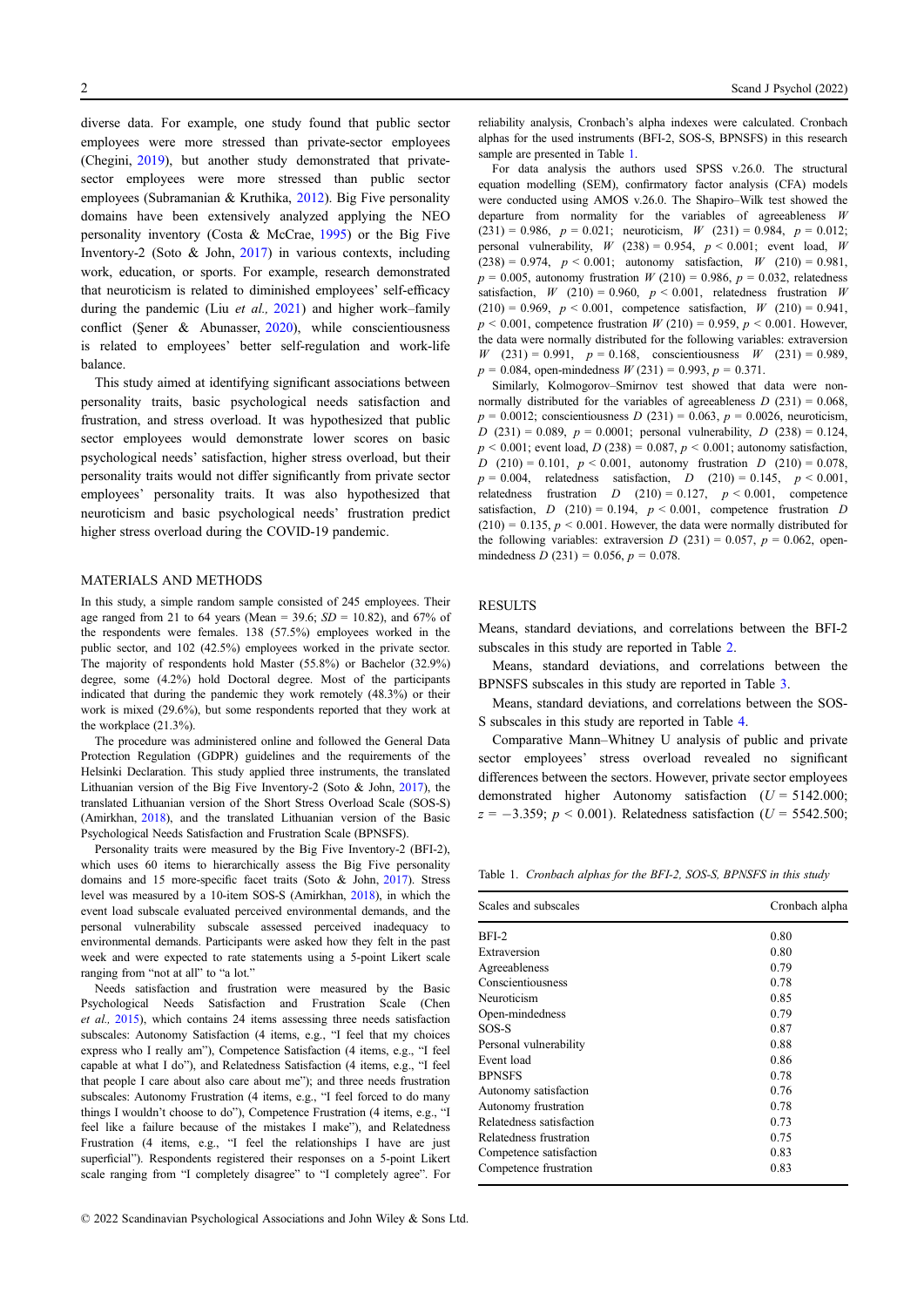diverse data. For example, one study found that public sector employees were more stressed than private-sector employees (Chegini, 2019), but another study demonstrated that private-sector employees were more stressed than public sector employees (Subramanian & Kruthika, 2012). Big Five personality domains have been extensively analyzed applying the NEO personality inventory (Costa & McCrae, 1995) or the Big Five Inventory-2 (Soto & John, 2017) in various contexts, including work, education, or sports. For example, research demonstrated that neuroticism is related to diminished employees' self-efficacy during the pandemic (Liu *et al.,* 2021) and higher work–family conflict (Şener & Abunasser, 2020), while conscientiousness is related to employees' better self-regulation and work-life balance.

This study aimed at identifying significant associations between personality traits, basic psychological needs satisfaction and frustration, and stress overload. It was hypothesized that public sector employees would demonstrate lower scores on basic psychological needs' satisfaction, higher stress overload, but their personality traits would not differ significantly from private sector employees' personality traits. It was also hypothesized that neuroticism and basic psychological needs' frustration predict higher stress overload during the COVID-19 pandemic.

## MATERIALS AND METHODS

In this study, a simple random sample consisted of 245 employees. Their age ranged from 21 to 64 years (Mean = 39.6; *SD* = 10.82), and 67% of the respondents were females. 138 (57.5%) employees worked in the public sector, and 102 (42.5%) employees worked in the private sector. The majority of respondents hold Master (55.8%) or Bachelor (32.9%) degree, some (4.2%) hold Doctoral degree. Most of the participants indicated that during the pandemic they work remotely (48.3%) or their work is mixed (29.6%), but some respondents reported that they work at the workplace (21.3%).

The procedure was administered online and followed the General Data Protection Regulation (GDPR) guidelines and the requirements of the Helsinki Declaration. This study applied three instruments, the translated Lithuanian version of the Big Five Inventory-2 (Soto & John, 2017), the translated Lithuanian version of the Short Stress Overload Scale (SOS-S) (Amirkhan, 2018), and the translated Lithuanian version of the Basic Psychological Needs Satisfaction and Frustration Scale (BPNSFS).

Personality traits were measured by the Big Five Inventory-2 (BFI-2), which uses 60 items to hierarchically assess the Big Five personality domains and 15 more-specific facet traits (Soto & John, 2017). Stress level was measured by a 10-item SOS-S (Amirkhan, 2018), in which the event load subscale evaluated perceived environmental demands, and the personal vulnerability subscale assessed perceived inadequacy to environmental demands. Participants were asked how they felt in the past week and were expected to rate statements using a 5-point Likert scale ranging from "not at all" to "a lot."

Needs satisfaction and frustration were measured by the Basic Psychological Needs Satisfaction and Frustration Scale (Chen *et al.,* 2015), which contains 24 items assessing three needs satisfaction subscales: Autonomy Satisfaction (4 items, e.g., "I feel that my choices express who I really am"), Competence Satisfaction (4 items, e.g., "I feel capable at what I do"), and Relatedness Satisfaction (4 items, e.g., "I feel that people I care about also care about me"); and three needs frustration subscales: Autonomy Frustration (4 items, e.g., "I feel forced to do many things I wouldn't choose to do"), Competence Frustration (4 items, e.g., "I feel like a failure because of the mistakes I make"), and Relatedness Frustration (4 items, e.g., "I feel the relationships I have are just superficial"). Respondents registered their responses on a 5-point Likert scale ranging from "I completely disagree" to "I completely agree". For reliability analysis, Cronbach's alpha indexes were calculated. Cronbach alphas for the used instruments (BFI-2, SOS-S, BPNSFS) in this research sample are presented in Table 1.

For data analysis the authors used SPSS v.26.0. The structural equation modelling (SEM), confirmatory factor analysis (CFA) models were conducted using AMOS v.26.0. The Shapiro–Wilk test showed the departure from normality for the variables of agreeableness $W(231) = 0.986$, $p = 0.021$; neuroticism, $W(231) = 0.984$, $p = 0.012$; personal vulnerability, $W(238) = 0.954$, $p < 0.001$; event load, $W(238) = 0.974$, $p < 0.001$; autonomy satisfaction, $W(210) = 0.981$, $p = 0.005$, autonomy frustration $W(210) = 0.986$, $p = 0.032$, relatedness satisfaction, $W(210) = 0.960$, $p < 0.001$, relatedness frustration $W(210) = 0.969$, $p < 0.001$, competence satisfaction, $W(210) = 0.941$, $p < 0.001$, competence frustration $W(210) = 0.959$, $p < 0.001$. However, the data were normally distributed for the following variables: extraversion $W(231) = 0.991$, $p = 0.168$, conscientiousness $W(231) = 0.989$, $p = 0.084$, open-mindedness $W(231) = 0.993$, $p = 0.371$.

Similarly, Kolmogorov–Smirnov test showed that data were non-normally distributed for the variables of agreeableness $D(231) = 0.068$, $p = 0.0012$; conscientiousness $D(231) = 0.063$, $p = 0.0026$, neuroticism, $D(231) = 0.089$, $p = 0.0001$; personal vulnerability, $D(238) = 0.124$, $p < 0.001$; event load, $D(238) = 0.087$, $p < 0.001$; autonomy satisfaction, $D(210) = 0.101$, $p < 0.001$, autonomy frustration $D(210) = 0.078$, $p = 0.004$, relatedness satisfaction, $D(210) = 0.145$, $p < 0.001$, relatedness frustration $D(210) = 0.127$, $p < 0.001$, competence satisfaction, $D(210) = 0.194$, $p < 0.001$, competence frustration $D(210) = 0.135$, $p < 0.001$. However, the data were normally distributed for the following variables: extraversion $D(231) = 0.057$, $p = 0.062$, open-mindedness $D(231) = 0.056$, $p = 0.078$.

## RESULTS

Means, standard deviations, and correlations between the BFI-2 subscales in this study are reported in Table 2.

Means, standard deviations, and correlations between the BPNSFS subscales in this study are reported in Table 3.

Means, standard deviations, and correlations between the SOS-S subscales in this study are reported in Table 4.

Comparative Mann–Whitney U analysis of public and private sector employees' stress overload revealed no significant differences between the sectors. However, private sector employees demonstrated higher Autonomy satisfaction ($U = 5142.000$; $z = -3.359$; $p < 0.001$). Relatedness satisfaction ($U = 5542.500$;

Table 1. *Cronbach alphas for the BFI-2, SOS-S, BPNSFS in this study*

| Scales and subscales | Cronbach alpha |
|---|---|
| BFI-2 | 0.80 |
| Extraversion | 0.80 |
| Agreeableness | 0.79 |
| Conscientiousness | 0.78 |
| Neuroticism | 0.85 |
| Open-mindedness | 0.79 |
| SOS-S | 0.87 |
| Personal vulnerability | 0.88 |
| Event load | 0.86 |
| BPNSFS | 0.78 |
| Autonomy satisfaction | 0.76 |
| Autonomy frustration | 0.78 |
| Relatedness satisfaction | 0.73 |
| Relatedness frustration | 0.75 |
| Competence satisfaction | 0.83 |
| Competence frustration | 0.83 |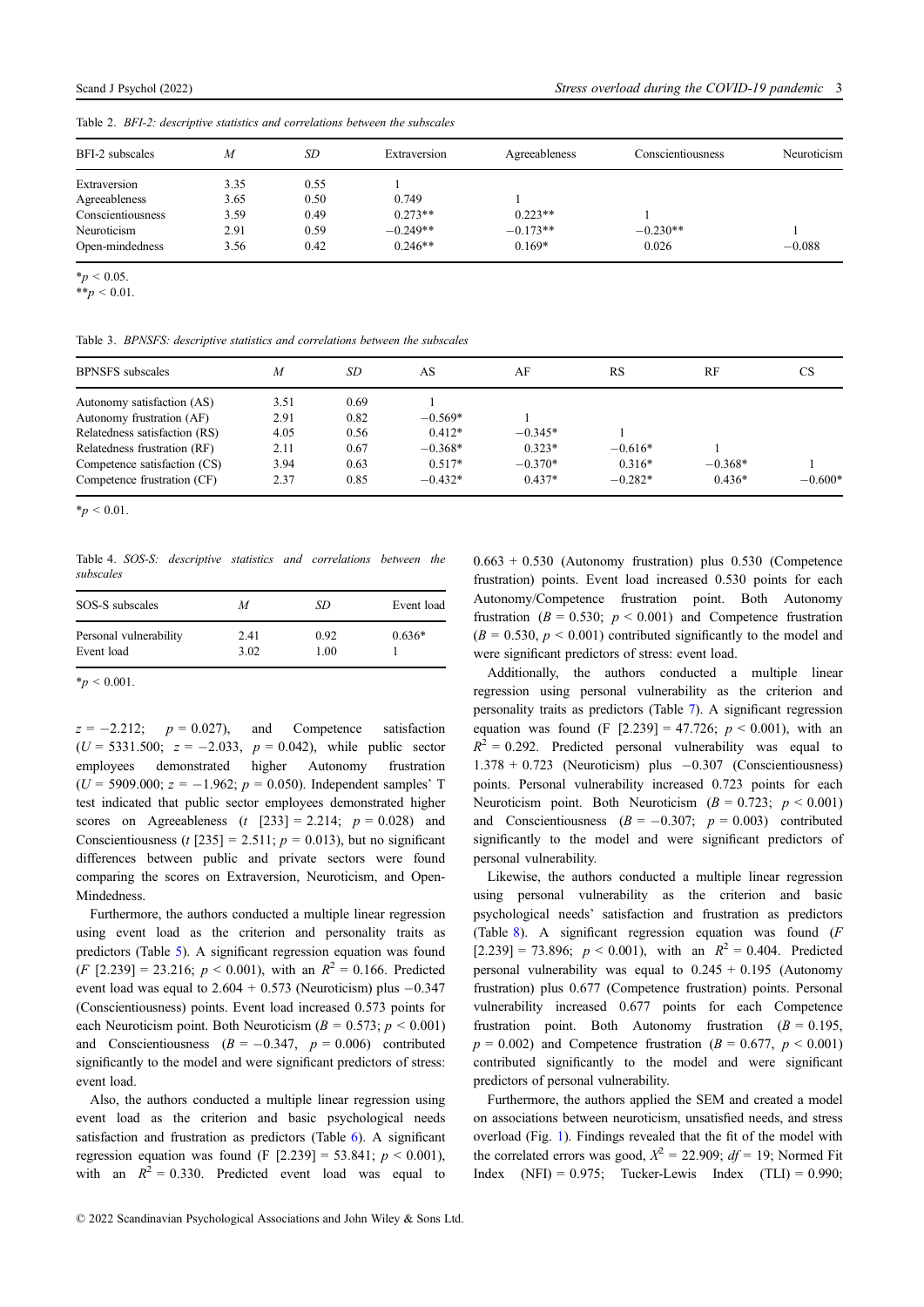Table 2. *BFI-2: descriptive statistics and correlations between the subscales*

| BFI-2 subscales | *M* | *SD* | Extraversion | Agreeableness | Conscientiousness | Neuroticism |
|---|---|---|---|---|---|---|
| Extraversion | 3.35 | 0.55 | 1 | | | |
| Agreeableness | 3.65 | 0.50 | 0.749 | 1 | | |
| Conscientiousness | 3.59 | 0.49 | 0.273** | 0.223** | 1 | |
| Neuroticism | 2.91 | 0.59 | −0.249** | −0.173** | −0.230** | 1 |
| Open-mindedness | 3.56 | 0.42 | 0.246** | 0.169* | 0.026 | −0.088 |

*$p < 0.05$.
**$p < 0.01$.

Table 3. *BPNSFS: descriptive statistics and correlations between the subscales*

| BPNSFS subscales | *M* | *SD* | AS | AF | RS | RF | CS |
|---|---|---|---|---|---|---|---|
| Autonomy satisfaction (AS) | 3.51 | 0.69 | 1 | | | | |
| Autonomy frustration (AF) | 2.91 | 0.82 | −0.569* | 1 | | | |
| Relatedness satisfaction (RS) | 4.05 | 0.56 | 0.412* | −0.345* | 1 | | |
| Relatedness frustration (RF) | 2.11 | 0.67 | −0.368* | 0.323* | −0.616* | 1 | |
| Competence satisfaction (CS) | 3.94 | 0.63 | 0.517* | −0.370* | 0.316* | −0.368* | 1 |
| Competence frustration (CF) | 2.37 | 0.85 | −0.432* | 0.437* | −0.282* | 0.436* | −0.600* |

*$p < 0.01$.

Table 4. *SOS-S: descriptive statistics and correlations between the subscales*

| SOS-S subscales | *M* | *SD* | Event load |
|---|---|---|---|
| Personal vulnerability | 2.41 | 0.92 | 0.636* |
| Event load | 3.02 | 1.00 | 1 |

*$p < 0.001$.

$z = -2.212$; $p = 0.027$), and Competence satisfaction ($U = 5331.500$; $z = -2.033$, $p = 0.042$), while public sector employees demonstrated higher Autonomy frustration ($U = 5909.000$; $z = -1.962$; $p = 0.050$). Independent samples' T test indicated that public sector employees demonstrated higher scores on Agreeableness ($t$ [233] = 2.214; $p = 0.028$) and Conscientiousness ($t$ [235] = 2.511; $p = 0.013$), but no significant differences between public and private sectors were found comparing the scores on Extraversion, Neuroticism, and Open-Mindedness.

Furthermore, the authors conducted a multiple linear regression using event load as the criterion and personality traits as predictors (Table 5). A significant regression equation was found ($F$ [2.239] = 23.216; $p < 0.001$), with an $R^2 = 0.166$. Predicted event load was equal to 2.604 + 0.573 (Neuroticism) plus −0.347 (Conscientiousness) points. Event load increased 0.573 points for each Neuroticism point. Both Neuroticism ($B = 0.573$; $p < 0.001$) and Conscientiousness ($B = -0.347$, $p = 0.006$) contributed significantly to the model and were significant predictors of stress: event load.

Also, the authors conducted a multiple linear regression using event load as the criterion and basic psychological needs satisfaction and frustration as predictors (Table 6). A significant regression equation was found ($F$ [2.239] = 53.841; $p < 0.001$), with an $R^2 = 0.330$. Predicted event load was equal to 0.663 + 0.530 (Autonomy frustration) plus 0.530 (Competence frustration) points. Event load increased 0.530 points for each Autonomy/Competence frustration point. Both Autonomy frustration ($B = 0.530$; $p < 0.001$) and Competence frustration ($B = 0.530$, $p < 0.001$) contributed significantly to the model and were significant predictors of stress: event load.

Additionally, the authors conducted a multiple linear regression using personal vulnerability as the criterion and personality traits as predictors (Table 7). A significant regression equation was found ($F$ [2.239] = 47.726; $p < 0.001$), with an $R^2 = 0.292$. Predicted personal vulnerability was equal to 1.378 + 0.723 (Neuroticism) plus −0.307 (Conscientiousness) points. Personal vulnerability increased 0.723 points for each Neuroticism point. Both Neuroticism ($B = 0.723$; $p < 0.001$) and Conscientiousness ($B = -0.307$; $p = 0.003$) contributed significantly to the model and were significant predictors of personal vulnerability.

Likewise, the authors conducted a multiple linear regression using personal vulnerability as the criterion and basic psychological needs' satisfaction and frustration as predictors (Table 8). A significant regression equation was found ($F$ [2.239] = 73.896; $p < 0.001$), with an $R^2 = 0.404$. Predicted personal vulnerability was equal to 0.245 + 0.195 (Autonomy frustration) plus 0.677 (Competence frustration) points. Personal vulnerability increased 0.677 points for each Competence frustration point. Both Autonomy frustration ($B = 0.195$, $p = 0.002$) and Competence frustration ($B = 0.677$, $p < 0.001$) contributed significantly to the model and were significant predictors of personal vulnerability.

Furthermore, the authors applied the SEM and created a model on associations between neuroticism, unsatisfied needs, and stress overload (Fig. 1). Findings revealed that the fit of the model with the correlated errors was good, $X^2 = 22.909$; $df = 19$; Normed Fit Index (NFI) = 0.975; Tucker-Lewis Index (TLI) = 0.990;

© 2022 Scandinavian Psychological Associations and John Wiley & Sons Ltd.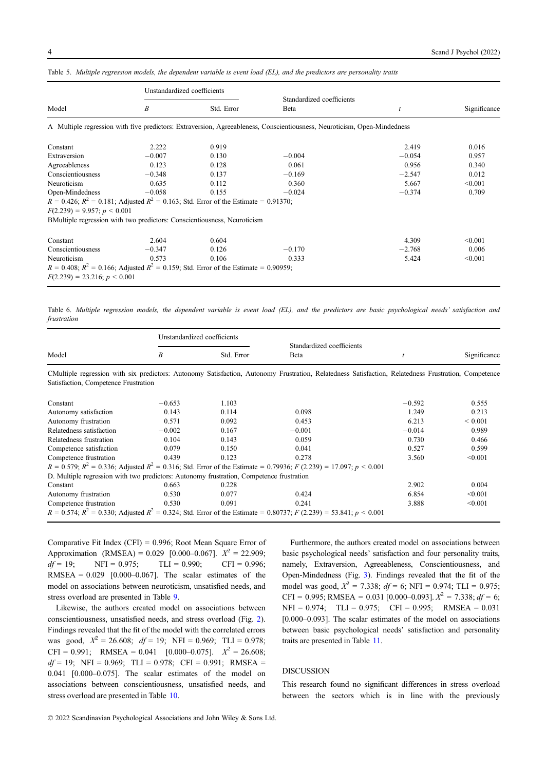Table 5. *Multiple regression models, the dependent variable is event load (EL), and the predictors are personality traits*

| Model | Unstandardized coefficients | | Standardized coefficients | | |
|---|---|---|---|---|---|
| | $B$ | Std. Error | Beta | $t$ | Significance |
| A Multiple regression with five predictors: Extraversion, Agreeableness, Conscientiousness, Neuroticism, Open-Mindedness | | | | | |
| Constant | 2.222 | 0.919 | | 2.419 | 0.016 |
| Extraversion | −0.007 | 0.130 | −0.004 | −0.054 | 0.957 |
| Agreeableness | 0.123 | 0.128 | 0.061 | 0.956 | 0.340 |
| Conscientiousness | −0.348 | 0.137 | −0.169 | −2.547 | 0.012 |
| Neuroticism | 0.635 | 0.112 | 0.360 | 5.667 | <0.001 |
| Open-Mindedness | −0.058 | 0.155 | −0.024 | −0.374 | 0.709 |
| $R = 0.426$; $R^2 = 0.181$; Adjusted $R^2 = 0.163$; Std. Error of the Estimate = 0.91370; $F(2.239) = 9.957$; $p < 0.001$ | | | | | |
| B Multiple regression with two predictors: Conscientiousness, Neuroticism | | | | | |
| Constant | 2.604 | 0.604 | | 4.309 | <0.001 |
| Conscientiousness | −0.347 | 0.126 | −0.170 | −2.768 | 0.006 |
| Neuroticism | 0.573 | 0.106 | 0.333 | 5.424 | <0.001 |
| $R = 0.408$; $R^2 = 0.166$; Adjusted $R^2 = 0.159$; Std. Error of the Estimate = 0.90959; $F(2.239) = 23.216$; $p < 0.001$ | | | | | |

Table 6. *Multiple regression models, the dependent variable is event load (EL), and the predictors are basic psychological needs' satisfaction and frustration*

| Model | Unstandardized coefficients | | Standardized coefficients | | |
|---|---|---|---|---|---|
| | $B$ | Std. Error | Beta | $t$ | Significance |
| C Multiple regression with six predictors: Autonomy Satisfaction, Autonomy Frustration, Relatedness Satisfaction, Relatedness Frustration, Competence Satisfaction, Competence Frustration | | | | | |
| Constant | −0.653 | 1.103 | | −0.592 | 0.555 |
| Autonomy satisfaction | 0.143 | 0.114 | 0.098 | 1.249 | 0.213 |
| Autonomy frustration | 0.571 | 0.092 | 0.453 | 6.213 | < 0.001 |
| Relatedness satisfaction | −0.002 | 0.167 | −0.001 | −0.014 | 0.989 |
| Relatedness frustration | 0.104 | 0.143 | 0.059 | 0.730 | 0.466 |
| Competence satisfaction | 0.079 | 0.150 | 0.041 | 0.527 | 0.599 |
| Competence frustration | 0.439 | 0.123 | 0.278 | 3.560 | <0.001 |
| $R = 0.579$; $R^2 = 0.336$; Adjusted $R^2 = 0.316$; Std. Error of the Estimate = 0.79936; $F(2.239) = 17.097$; $p < 0.001$ | | | | | |
| D. Multiple regression with two predictors: Autonomy frustration, Competence frustration | | | | | |
| Constant | 0.663 | 0.228 | | 2.902 | 0.004 |
| Autonomy frustration | 0.530 | 0.077 | 0.424 | 6.854 | <0.001 |
| Competence frustration | 0.530 | 0.091 | 0.241 | 3.888 | <0.001 |
| $R = 0.574$; $R^2 = 0.330$; Adjusted $R^2 = 0.324$; Std. Error of the Estimate = 0.80737; $F(2.239) = 53.841$; $p < 0.001$ | | | | | |

Comparative Fit Index (CFI) = 0.996; Root Mean Square Error of Approximation (RMSEA) = 0.029 [0.000–0.067]. $X^2 = 22.909$; $df = 19$; NFI = 0.975; TLI = 0.990; CFI = 0.996; RMSEA = 0.029 [0.000–0.067]. The scalar estimates of the model on associations between neuroticism, unsatisfied needs, and stress overload are presented in Table 9.

Likewise, the authors created model on associations between conscientiousness, unsatisfied needs, and stress overload (Fig. 2). Findings revealed that the fit of the model with the correlated errors was good, $X^2 = 26.608$; $df = 19$; NFI = 0.969; TLI = 0.978; CFI = 0.991; RMSEA = 0.041 [0.000–0.075]. $X^2 = 26.608$; $df = 19$; NFI = 0.969; TLI = 0.978; CFI = 0.991; RMSEA = 0.041 [0.000–0.075]. The scalar estimates of the model on associations between conscientiousness, unsatisfied needs, and stress overload are presented in Table 10.

Furthermore, the authors created model on associations between basic psychological needs' satisfaction and four personality traits, namely, Extraversion, Agreeableness, Conscientiousness, and Open-Mindedness (Fig. 3). Findings revealed that the fit of the model was good, $X^2 = 7.338$; $df = 6$; NFI = 0.974; TLI = 0.975; CFI = 0.995; RMSEA = 0.031 [0.000–0.093]. $X^2 = 7.338$; $df = 6$; NFI = 0.974; TLI = 0.975; CFI = 0.995; RMSEA = 0.031 [0.000–0.093]. The scalar estimates of the model on associations between basic psychological needs' satisfaction and personality traits are presented in Table 11.

## DISCUSSION

This research found no significant differences in stress overload between the sectors which is in line with the previously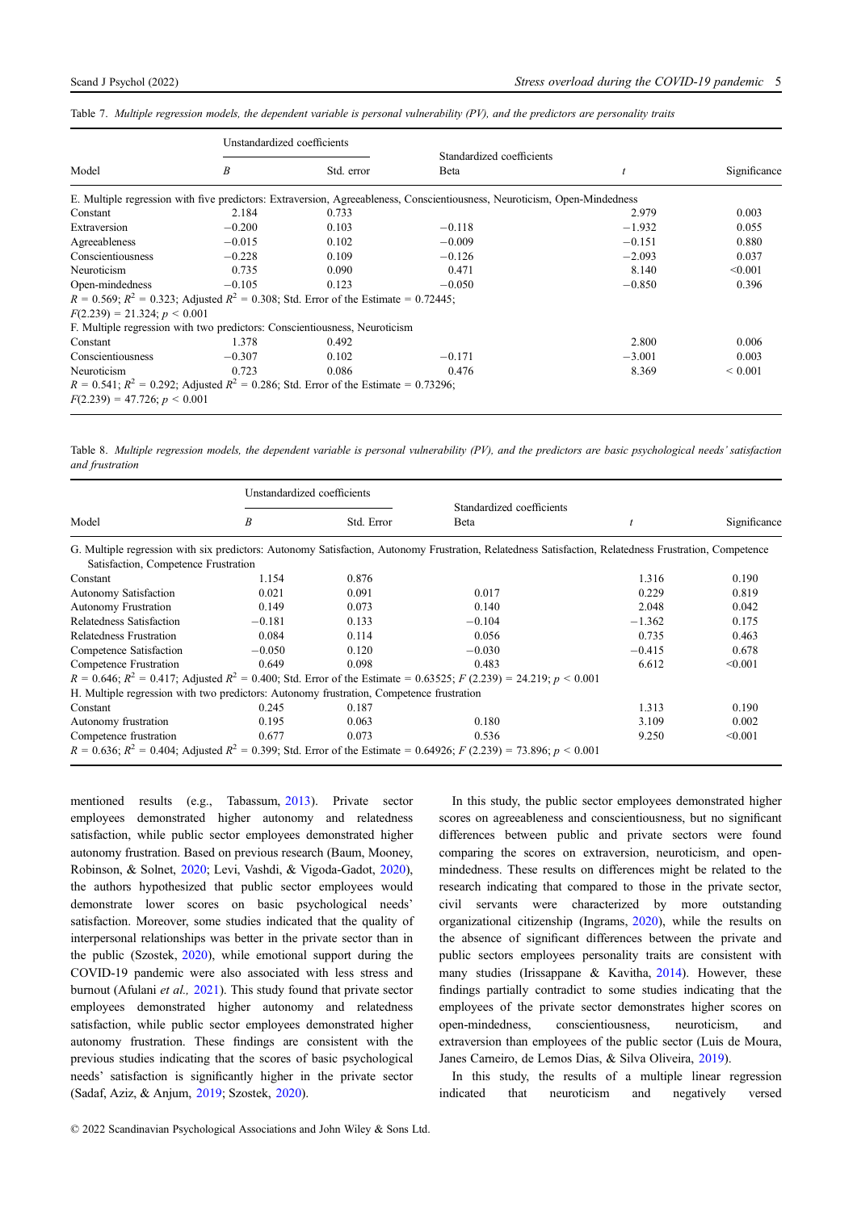Table 7. *Multiple regression models, the dependent variable is personal vulnerability (PV), and the predictors are personality traits*

| Model | Unstandardized coefficients | | Standardized coefficients | | |
|---|---|---|---|---|---|
| | *B* | Std. error | Beta | *t* | Significance |
| E. Multiple regression with five predictors: Extraversion, Agreeableness, Conscientiousness, Neuroticism, Open-Mindedness | | | | | |
| Constant | 2.184 | 0.733 | | 2.979 | 0.003 |
| Extraversion | −0.200 | 0.103 | −0.118 | −1.932 | 0.055 |
| Agreeableness | −0.015 | 0.102 | −0.009 | −0.151 | 0.880 |
| Conscientiousness | −0.228 | 0.109 | −0.126 | −2.093 | 0.037 |
| Neuroticism | 0.735 | 0.090 | 0.471 | 8.140 | <0.001 |
| Open-mindedness | −0.105 | 0.123 | −0.050 | −0.850 | 0.396 |
| $R = 0.569$; $R^2 = 0.323$; Adjusted $R^2 = 0.308$; Std. Error of the Estimate = 0.72445; $F(2.239) = 21.324$; $p < 0.001$ | | | | | |
| F. Multiple regression with two predictors: Conscientiousness, Neuroticism | | | | | |
| Constant | 1.378 | 0.492 | | 2.800 | 0.006 |
| Conscientiousness | −0.307 | 0.102 | −0.171 | −3.001 | 0.003 |
| Neuroticism | 0.723 | 0.086 | 0.476 | 8.369 | < 0.001 |
| $R = 0.541$; $R^2 = 0.292$; Adjusted $R^2 = 0.286$; Std. Error of the Estimate = 0.73296; $F(2.239) = 47.726$; $p < 0.001$ | | | | | |

Table 8. *Multiple regression models, the dependent variable is personal vulnerability (PV), and the predictors are basic psychological needs' satisfaction and frustration*

| Model | Unstandardized coefficients | | Standardized coefficients | | |
|---|---|---|---|---|---|
| | *B* | Std. Error | Beta | *t* | Significance |
| G. Multiple regression with six predictors: Autonomy Satisfaction, Autonomy Frustration, Relatedness Satisfaction, Relatedness Frustration, Competence Satisfaction, Competence Frustration | | | | | |
| Constant | 1.154 | 0.876 | | 1.316 | 0.190 |
| Autonomy Satisfaction | 0.021 | 0.091 | 0.017 | 0.229 | 0.819 |
| Autonomy Frustration | 0.149 | 0.073 | 0.140 | 2.048 | 0.042 |
| Relatedness Satisfaction | −0.181 | 0.133 | −0.104 | −1.362 | 0.175 |
| Relatedness Frustration | 0.084 | 0.114 | 0.056 | 0.735 | 0.463 |
| Competence Satisfaction | −0.050 | 0.120 | −0.030 | −0.415 | 0.678 |
| Competence Frustration | 0.649 | 0.098 | 0.483 | 6.612 | <0.001 |
| $R = 0.646$; $R^2 = 0.417$; Adjusted $R^2 = 0.400$; Std. Error of the Estimate = 0.63525; $F(2.239) = 24.219$; $p < 0.001$ | | | | | |
| H. Multiple regression with two predictors: Autonomy frustration, Competence frustration | | | | | |
| Constant | 0.245 | 0.187 | | 1.313 | 0.190 |
| Autonomy frustration | 0.195 | 0.063 | 0.180 | 3.109 | 0.002 |
| Competence frustration | 0.677 | 0.073 | 0.536 | 9.250 | <0.001 |
| $R = 0.636$; $R^2 = 0.404$; Adjusted $R^2 = 0.399$; Std. Error of the Estimate = 0.64926; $F(2.239) = 73.896$; $p < 0.001$ | | | | | |

mentioned results (e.g., Tabassum, 2013). Private sector employees demonstrated higher autonomy and relatedness satisfaction, while public sector employees demonstrated higher autonomy frustration. Based on previous research (Baum, Mooney, Robinson, & Solnet, 2020; Levi, Vashdi, & Vigoda-Gadot, 2020), the authors hypothesized that public sector employees would demonstrate lower scores on basic psychological needs' satisfaction. Moreover, some studies indicated that the quality of interpersonal relationships was better in the private sector than in the public (Szostek, 2020), while emotional support during the COVID-19 pandemic were also associated with less stress and burnout (Afulani *et al.,* 2021). This study found that private sector employees demonstrated higher autonomy and relatedness satisfaction, while public sector employees demonstrated higher autonomy frustration. These findings are consistent with the previous studies indicating that the scores of basic psychological needs' satisfaction is significantly higher in the private sector (Sadaf, Aziz, & Anjum, 2019; Szostek, 2020).

In this study, the public sector employees demonstrated higher scores on agreeableness and conscientiousness, but no significant differences between public and private sectors were found comparing the scores on extraversion, neuroticism, and open-mindedness. These results on differences might be related to the research indicating that compared to those in the private sector, civil servants were characterized by more outstanding organizational citizenship (Ingrams, 2020), while the results on the absence of significant differences between the private and public sectors employees personality traits are consistent with many studies (Irissappane & Kavitha, 2014). However, these findings partially contradict to some studies indicating that the employees of the private sector demonstrates higher scores on open-mindedness, conscientiousness, neuroticism, and extraversion than employees of the public sector (Luis de Moura, Janes Carneiro, de Lemos Dias, & Silva Oliveira, 2019).

In this study, the results of a multiple linear regression indicated that neuroticism and negatively versed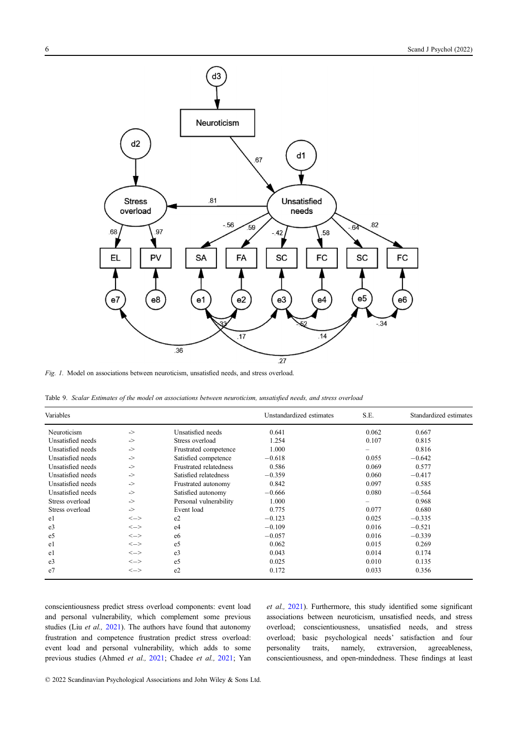*Fig. 1.* Model on associations between neuroticism, unsatisfied needs, and stress overload.

Table 9. *Scalar Estimates of the model on associations between neuroticism, unsatisfied needs, and stress overload*

| Variables | | | Unstandardized estimates | S.E. | Standardized estimates |
|---|---|---|---|---|---|
| Neuroticism | -> | Unsatisfied needs | 0.641 | 0.062 | 0.667 |
| Unsatisfied needs | -> | Stress overload | 1.254 | 0.107 | 0.815 |
| Unsatisfied needs | -> | Frustrated competence | 1.000 | – | 0.816 |
| Unsatisfied needs | -> | Satisfied competence | −0.618 | 0.055 | −0.642 |
| Unsatisfied needs | -> | Frustrated relatedness | 0.586 | 0.069 | 0.577 |
| Unsatisfied needs | -> | Satisfied relatedness | −0.359 | 0.060 | −0.417 |
| Unsatisfied needs | -> | Frustrated autonomy | 0.842 | 0.097 | 0.585 |
| Unsatisfied needs | -> | Satisfied autonomy | −0.666 | 0.080 | −0.564 |
| Stress overload | -> | Personal vulnerability | 1.000 | – | 0.968 |
| Stress overload | -> | Event load | 0.775 | 0.077 | 0.680 |
| e1 | <–> | e2 | −0.123 | 0.025 | −0.335 |
| e3 | <–> | e4 | −0.109 | 0.016 | −0.521 |
| e5 | <–> | e6 | −0.057 | 0.016 | −0.339 |
| e1 | <–> | e5 | 0.062 | 0.015 | 0.269 |
| e1 | <–> | e3 | 0.043 | 0.014 | 0.174 |
| e3 | <–> | e5 | 0.025 | 0.010 | 0.135 |
| e7 | <–> | e2 | 0.172 | 0.033 | 0.356 |

conscientiousness predict stress overload components: event load and personal vulnerability, which complement some previous studies (Liu *et al.,* 2021). The authors have found that autonomy frustration and competence frustration predict stress overload: event load and personal vulnerability, which adds to some previous studies (Ahmed *et al.,* 2021; Chadee *et al.,* 2021; Yan *et al.,* 2021). Furthermore, this study identified some significant associations between neuroticism, unsatisfied needs, and stress overload; conscientiousness, unsatisfied needs, and stress overload; basic psychological needs' satisfaction and four personality traits, namely, extraversion, agreeableness, conscientiousness, and open-mindedness. These findings at least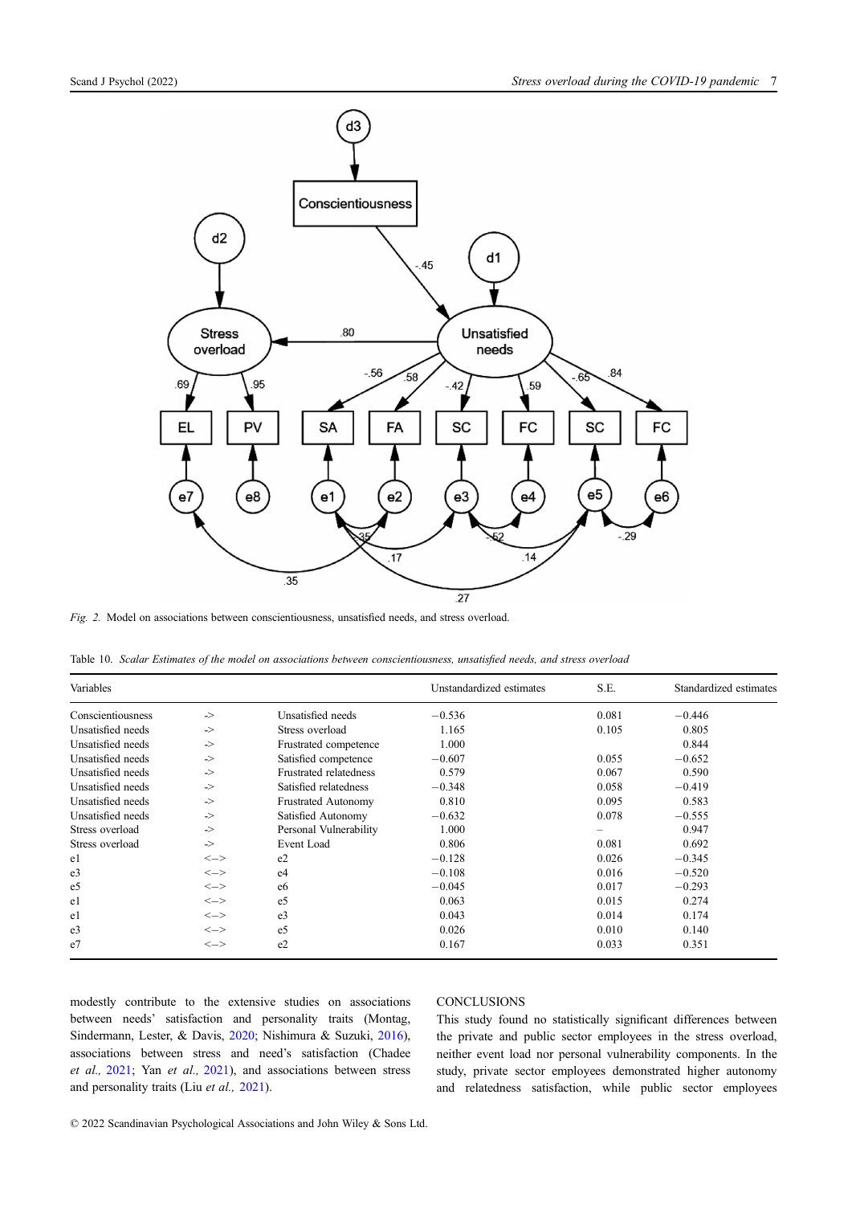*Fig. 2.* Model on associations between conscientiousness, unsatisfied needs, and stress overload.

Table 10. *Scalar Estimates of the model on associations between conscientiousness, unsatisfied needs, and stress overload*

| Variables | | | Unstandardized estimates | S.E. | Standardized estimates |
|---|---|---|---|---|---|
| Conscientiousness | -> | Unsatisfied needs | −0.536 | 0.081 | −0.446 |
| Unsatisfied needs | -> | Stress overload | 1.165 | 0.105 | 0.805 |
| Unsatisfied needs | -> | Frustrated competence | 1.000 | | 0.844 |
| Unsatisfied needs | -> | Satisfied competence | −0.607 | 0.055 | −0.652 |
| Unsatisfied needs | -> | Frustrated relatedness | 0.579 | 0.067 | 0.590 |
| Unsatisfied needs | -> | Satisfied relatedness | −0.348 | 0.058 | −0.419 |
| Unsatisfied needs | -> | Frustrated Autonomy | 0.810 | 0.095 | 0.583 |
| Unsatisfied needs | -> | Satisfied Autonomy | −0.632 | 0.078 | −0.555 |
| Stress overload | -> | Personal Vulnerability | 1.000 | – | 0.947 |
| Stress overload | -> | Event Load | 0.806 | 0.081 | 0.692 |
| e1 | <–> | e2 | −0.128 | 0.026 | −0.345 |
| e3 | <–> | e4 | −0.108 | 0.016 | −0.520 |
| e5 | <–> | e6 | −0.045 | 0.017 | −0.293 |
| e1 | <–> | e5 | 0.063 | 0.015 | 0.274 |
| e1 | <–> | e3 | 0.043 | 0.014 | 0.174 |
| e3 | <–> | e5 | 0.026 | 0.010 | 0.140 |
| e7 | <–> | e2 | 0.167 | 0.033 | 0.351 |

modestly contribute to the extensive studies on associations between needs' satisfaction and personality traits (Montag, Sindermann, Lester, & Davis, 2020; Nishimura & Suzuki, 2016), associations between stress and need's satisfaction (Chadee *et al.,* 2021; Yan *et al.,* 2021), and associations between stress and personality traits (Liu *et al.,* 2021).

## CONCLUSIONS

This study found no statistically significant differences between the private and public sector employees in the stress overload, neither event load nor personal vulnerability components. In the study, private sector employees demonstrated higher autonomy and relatedness satisfaction, while public sector employees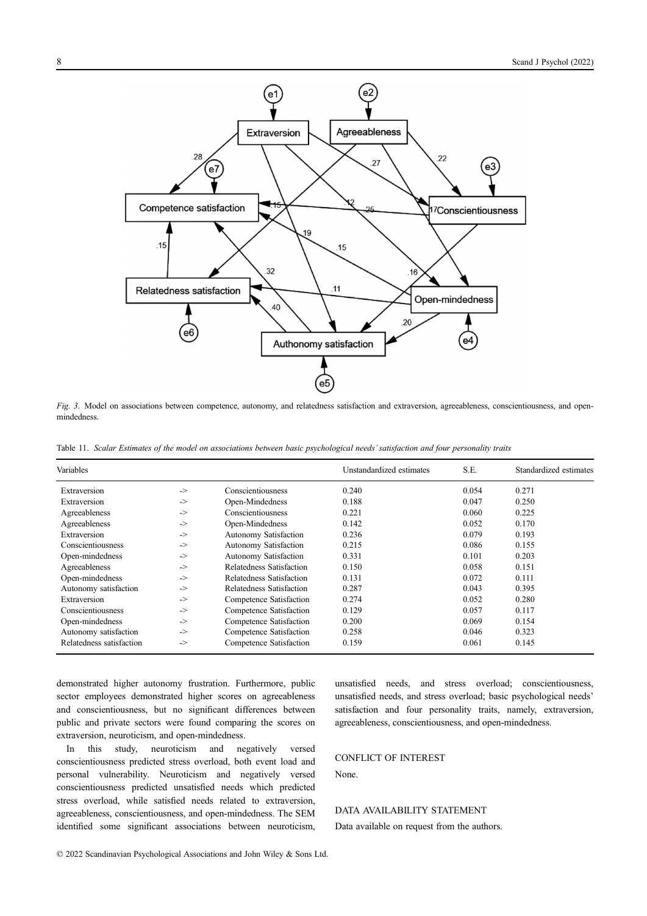*Fig. 3.* Model on associations between competence, autonomy, and relatedness satisfaction and extraversion, agreeableness, conscientiousness, and open-mindedness.

Table 11. *Scalar Estimates of the model on associations between basic psychological needs' satisfaction and four personality traits*

| Variables | | | Unstandardized estimates | S.E. | Standardized estimates |
|---|---|---|---|---|---|
| Extraversion | -> | Conscientiousness | 0.240 | 0.054 | 0.271 |
| Extraversion | -> | Open-Mindedness | 0.188 | 0.047 | 0.250 |
| Agreeableness | -> | Conscientiousness | 0.221 | 0.060 | 0.225 |
| Agreeableness | -> | Open-Mindedness | 0.142 | 0.052 | 0.170 |
| Extraversion | -> | Autonomy Satisfaction | 0.236 | 0.079 | 0.193 |
| Conscientiousness | -> | Autonomy Satisfaction | 0.215 | 0.086 | 0.155 |
| Open-mindedness | -> | Autonomy Satisfaction | 0.331 | 0.101 | 0.203 |
| Agreeableness | -> | Relatedness Satisfaction | 0.150 | 0.058 | 0.151 |
| Open-mindedness | -> | Relatedness Satisfaction | 0.131 | 0.072 | 0.111 |
| Autonomy satisfaction | -> | Relatedness Satisfaction | 0.287 | 0.043 | 0.395 |
| Extraversion | -> | Competence Satisfaction | 0.274 | 0.052 | 0.280 |
| Conscientiousness | -> | Competence Satisfaction | 0.129 | 0.057 | 0.117 |
| Open-mindedness | -> | Competence Satisfaction | 0.200 | 0.069 | 0.154 |
| Autonomy satisfaction | -> | Competence Satisfaction | 0.258 | 0.046 | 0.323 |
| Relatedness satisfaction | -> | Competence Satisfaction | 0.159 | 0.061 | 0.145 |

demonstrated higher autonomy frustration. Furthermore, public sector employees demonstrated higher scores on agreeableness and conscientiousness, but no significant differences between public and private sectors were found comparing the scores on extraversion, neuroticism, and open-mindedness.

In this study, neuroticism and negatively versed conscientiousness predicted stress overload, both event load and personal vulnerability. Neuroticism and negatively versed conscientiousness predicted unsatisfied needs which predicted stress overload, while satisfied needs related to extraversion, agreeableness, conscientiousness, and open-mindedness. The SEM identified some significant associations between neuroticism, unsatisfied needs, and stress overload; conscientiousness, unsatisfied needs, and stress overload; basic psychological needs' satisfaction and four personality traits, namely, extraversion, agreeableness, conscientiousness, and open-mindedness.

## CONFLICT OF INTEREST

None.

## DATA AVAILABILITY STATEMENT

Data available on request from the authors.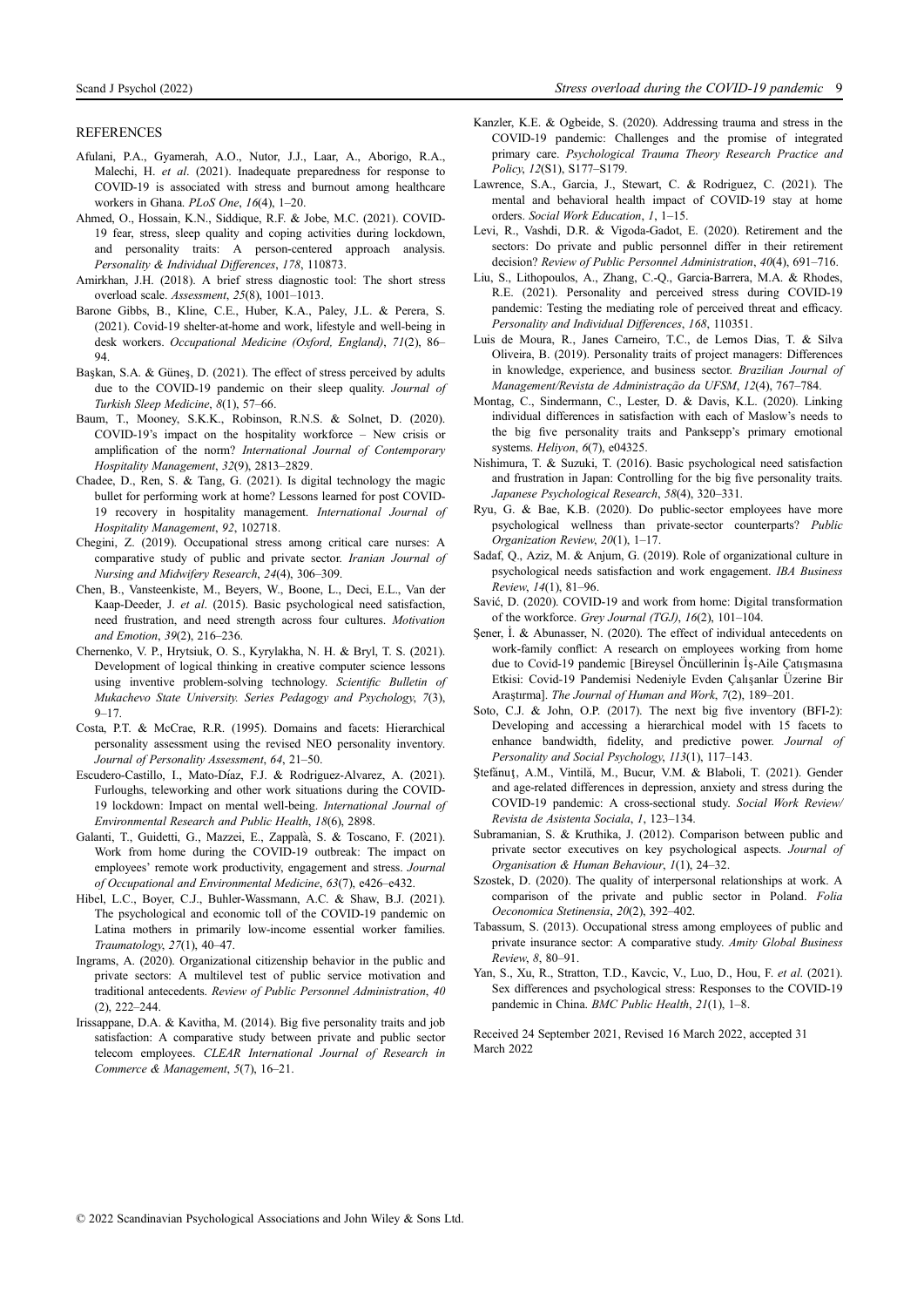## REFERENCES

Afulani, P.A., Gyamerah, A.O., Nutor, J.J., Laar, A., Aborigo, R.A., Malechi, H. *et al*. (2021). Inadequate preparedness for response to COVID-19 is associated with stress and burnout among healthcare workers in Ghana. *PLoS One*, *16*(4), 1–20.

Ahmed, O., Hossain, K.N., Siddique, R.F. & Jobe, M.C. (2021). COVID-19 fear, stress, sleep quality and coping activities during lockdown, and personality traits: A person-centered approach analysis. *Personality & Individual Differences*, *178*, 110873.

Amirkhan, J.H. (2018). A brief stress diagnostic tool: The short stress overload scale. *Assessment*, *25*(8), 1001–1013.

Barone Gibbs, B., Kline, C.E., Huber, K.A., Paley, J.L. & Perera, S. (2021). Covid-19 shelter-at-home and work, lifestyle and well-being in desk workers. *Occupational Medicine (Oxford, England)*, *71*(2), 86–94.

Başkan, S.A. & Güneş, D. (2021). The effect of stress perceived by adults due to the COVID-19 pandemic on their sleep quality. *Journal of Turkish Sleep Medicine*, *8*(1), 57–66.

Baum, T., Mooney, S.K.K., Robinson, R.N.S. & Solnet, D. (2020). COVID-19's impact on the hospitality workforce – New crisis or amplification of the norm? *International Journal of Contemporary Hospitality Management*, *32*(9), 2813–2829.

Chadee, D., Ren, S. & Tang, G. (2021). Is digital technology the magic bullet for performing work at home? Lessons learned for post COVID-19 recovery in hospitality management. *International Journal of Hospitality Management*, *92*, 102718.

Chegini, Z. (2019). Occupational stress among critical care nurses: A comparative study of public and private sector. *Iranian Journal of Nursing and Midwifery Research*, *24*(4), 306–309.

Chen, B., Vansteenkiste, M., Beyers, W., Boone, L., Deci, E.L., Van der Kaap-Deeder, J. *et al*. (2015). Basic psychological need satisfaction, need frustration, and need strength across four cultures. *Motivation and Emotion*, *39*(2), 216–236.

Chernenko, V. P., Hrytsiuk, O. S., Kyrylakha, N. H. & Bryl, T. S. (2021). Development of logical thinking in creative computer science lessons using inventive problem-solving technology. *Scientific Bulletin of Mukachevo State University. Series Pedagogy and Psychology*, *7*(3), 9–17.

Costa, P.T. & McCrae, R.R. (1995). Domains and facets: Hierarchical personality assessment using the revised NEO personality inventory. *Journal of Personality Assessment*, *64*, 21–50.

Escudero-Castillo, I., Mato-Díaz, F.J. & Rodriguez-Alvarez, A. (2021). Furloughs, teleworking and other work situations during the COVID-19 lockdown: Impact on mental well-being. *International Journal of Environmental Research and Public Health*, *18*(6), 2898.

Galanti, T., Guidetti, G., Mazzei, E., Zappalà, S. & Toscano, F. (2021). Work from home during the COVID-19 outbreak: The impact on employees' remote work productivity, engagement and stress. *Journal of Occupational and Environmental Medicine*, *63*(7), e426–e432.

Hibel, L.C., Boyer, C.J., Buhler-Wassmann, A.C. & Shaw, B.J. (2021). The psychological and economic toll of the COVID-19 pandemic on Latina mothers in primarily low-income essential worker families. *Traumatology*, *27*(1), 40–47.

Ingrams, A. (2020). Organizational citizenship behavior in the public and private sectors: A multilevel test of public service motivation and traditional antecedents. *Review of Public Personnel Administration*, *40* (2), 222–244.

Irissappane, D.A. & Kavitha, M. (2014). Big five personality traits and job satisfaction: A comparative study between private and public sector telecom employees. *CLEAR International Journal of Research in Commerce & Management*, *5*(7), 16–21.

Kanzler, K.E. & Ogbeide, S. (2020). Addressing trauma and stress in the COVID-19 pandemic: Challenges and the promise of integrated primary care. *Psychological Trauma Theory Research Practice and Policy*, *12*(S1), S177–S179.

Lawrence, S.A., Garcia, J., Stewart, C. & Rodriguez, C. (2021). The mental and behavioral health impact of COVID-19 stay at home orders. *Social Work Education*, *1*, 1–15.

Levi, R., Vashdi, D.R. & Vigoda-Gadot, E. (2020). Retirement and the sectors: Do private and public personnel differ in their retirement decision? *Review of Public Personnel Administration*, *40*(4), 691–716.

Liu, S., Lithopoulos, A., Zhang, C.-Q., Garcia-Barrera, M.A. & Rhodes, R.E. (2021). Personality and perceived stress during COVID-19 pandemic: Testing the mediating role of perceived threat and efficacy. *Personality and Individual Differences*, *168*, 110351.

Luis de Moura, R., Janes Carneiro, T.C., de Lemos Dias, T. & Silva Oliveira, B. (2019). Personality traits of project managers: Differences in knowledge, experience, and business sector. *Brazilian Journal of Management/Revista de Administração da UFSM*, *12*(4), 767–784.

Montag, C., Sindermann, C., Lester, D. & Davis, K.L. (2020). Linking individual differences in satisfaction with each of Maslow's needs to the big five personality traits and Panksepp's primary emotional systems. *Heliyon*, *6*(7), e04325.

Nishimura, T. & Suzuki, T. (2016). Basic psychological need satisfaction and frustration in Japan: Controlling for the big five personality traits. *Japanese Psychological Research*, *58*(4), 320–331.

Ryu, G. & Bae, K.B. (2020). Do public-sector employees have more psychological wellness than private-sector counterparts? *Public Organization Review*, *20*(1), 1–17.

Sadaf, Q., Aziz, M. & Anjum, G. (2019). Role of organizational culture in psychological needs satisfaction and work engagement. *IBA Business Review*, *14*(1), 81–96.

Savić, D. (2020). COVID-19 and work from home: Digital transformation of the workforce. *Grey Journal (TGJ)*, *16*(2), 101–104.

Şener, İ. & Abunasser, N. (2020). The effect of individual antecedents on work-family conflict: A research on employees working from home due to Covid-19 pandemic [Bireysel Öncüllerinin İş-Aile Çatışmasına Etkisi: Covid-19 Pandemisi Nedeniyle Evden Çalışanlar Üzerine Bir Araştırma]. *The Journal of Human and Work*, *7*(2), 189–201.

Soto, C.J. & John, O.P. (2017). The next big five inventory (BFI-2): Developing and accessing a hierarchical model with 15 facets to enhance bandwidth, fidelity, and predictive power. *Journal of Personality and Social Psychology*, *113*(1), 117–143.

Ştefănuţ, A.M., Vintilă, M., Bucur, V.M. & Blaboli, T. (2021). Gender and age-related differences in depression, anxiety and stress during the COVID-19 pandemic: A cross-sectional study. *Social Work Review/Revista de Asistenta Sociala*, *1*, 123–134.

Subramanian, S. & Kruthika, J. (2012). Comparison between public and private sector executives on key psychological aspects. *Journal of Organisation & Human Behaviour*, *1*(1), 24–32.

Szostek, D. (2020). The quality of interpersonal relationships at work. A comparison of the private and public sector in Poland. *Folia Oeconomica Stetinensia*, *20*(2), 392–402.

Tabassum, S. (2013). Occupational stress among employees of public and private insurance sector: A comparative study. *Amity Global Business Review*, *8*, 80–91.

Yan, S., Xu, R., Stratton, T.D., Kavcic, V., Luo, D., Hou, F. *et al*. (2021). Sex differences and psychological stress: Responses to the COVID-19 pandemic in China. *BMC Public Health*, *21*(1), 1–8.

Received 24 September 2021, Revised 16 March 2022, accepted 31 March 2022